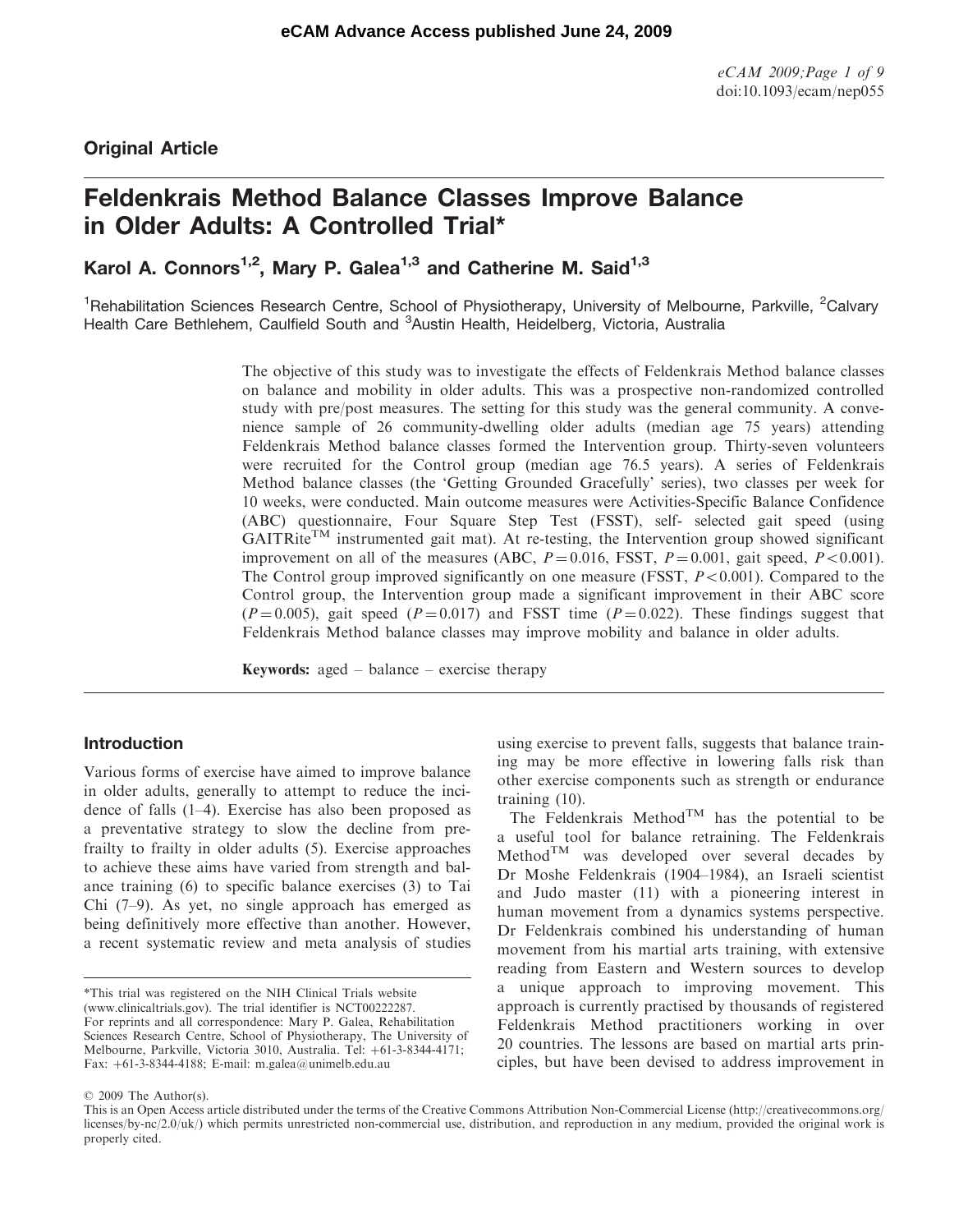## Original Article

# Feldenkrais Method Balance Classes Improve Balance in Older Adults: A Controlled Trial*

Karol A. Connors[1,2], Mary P. Galea[1,3] and Catherine M. Said[1,3]

[1]Rehabilitation Sciences Research Centre, School of Physiotherapy, University of Melbourne, Parkville, [2]Calvary Health Care Bethlehem, Caulfield South and [3]Austin Health, Heidelberg, Victoria, Australia

The objective of this study was to investigate the effects of Feldenkrais Method balance classes on balance and mobility in older adults. This was a prospective non-randomized controlled study with pre/post measures. The setting for this study was the general community. A convenience sample of 26 community-dwelling older adults (median age 75 years) attending Feldenkrais Method balance classes formed the Intervention group. Thirty-seven volunteers were recruited for the Control group (median age 76.5 years). A series of Feldenkrais Method balance classes (the 'Getting Grounded Gracefully' series), two classes per week for 10 weeks, were conducted. Main outcome measures were Activities-Specific Balance Confidence (ABC) questionnaire, Four Square Step Test (FSST), self- selected gait speed (using GAITRite$^{TM}$ instrumented gait mat). At re-testing, the Intervention group showed significant improvement on all of the measures (ABC, $P = 0.016$, FSST, $P = 0.001$, gait speed, $P < 0.001$). The Control group improved significantly on one measure (FSST, $P < 0.001$). Compared to the Control group, the Intervention group made a significant improvement in their ABC score ($P = 0.005$), gait speed ($P = 0.017$) and FSST time ($P = 0.022$). These findings suggest that Feldenkrais Method balance classes may improve mobility and balance in older adults.

**Keywords:** aged – balance – exercise therapy

## Introduction

Various forms of exercise have aimed to improve balance in older adults, generally to attempt to reduce the incidence of falls (1–4). Exercise has also been proposed as a preventative strategy to slow the decline from pre-frailty to frailty in older adults (5). Exercise approaches to achieve these aims have varied from strength and balance training (6) to specific balance exercises (3) to Tai Chi (7–9). As yet, no single approach has emerged as being definitively more effective than another. However, a recent systematic review and meta analysis of studies using exercise to prevent falls, suggests that balance training may be more effective in lowering falls risk than other exercise components such as strength or endurance training (10).

The Feldenkrais Method$^{TM}$ has the potential to be a useful tool for balance retraining. The Feldenkrais Method$^{TM}$ was developed over several decades by Dr Moshe Feldenkrais (1904–1984), an Israeli scientist and Judo master (11) with a pioneering interest in human movement from a dynamics systems perspective. Dr Feldenkrais combined his understanding of human movement from his martial arts training, with extensive reading from Eastern and Western sources to develop a unique approach to improving movement. This approach is currently practised by thousands of registered Feldenkrais Method practitioners working in over 20 countries. The lessons are based on martial arts principles, but have been devised to address improvement in

*This trial was registered on the NIH Clinical Trials website (www.clinicaltrials.gov). The trial identifier is NCT00222287.
For reprints and all correspondence: Mary P. Galea, Rehabilitation Sciences Research Centre, School of Physiotherapy, The University of Melbourne, Parkville, Victoria 3010, Australia. Tel: +61-3-8344-4171; Fax: +61-3-8344-4188; E-mail: m.galea@unimelb.edu.au

© 2009 The Author(s).
This is an Open Access article distributed under the terms of the Creative Commons Attribution Non-Commercial License (http://creativecommons.org/licenses/by-nc/2.0/uk/) which permits unrestricted non-commercial use, distribution, and reproduction in any medium, provided the original work is properly cited.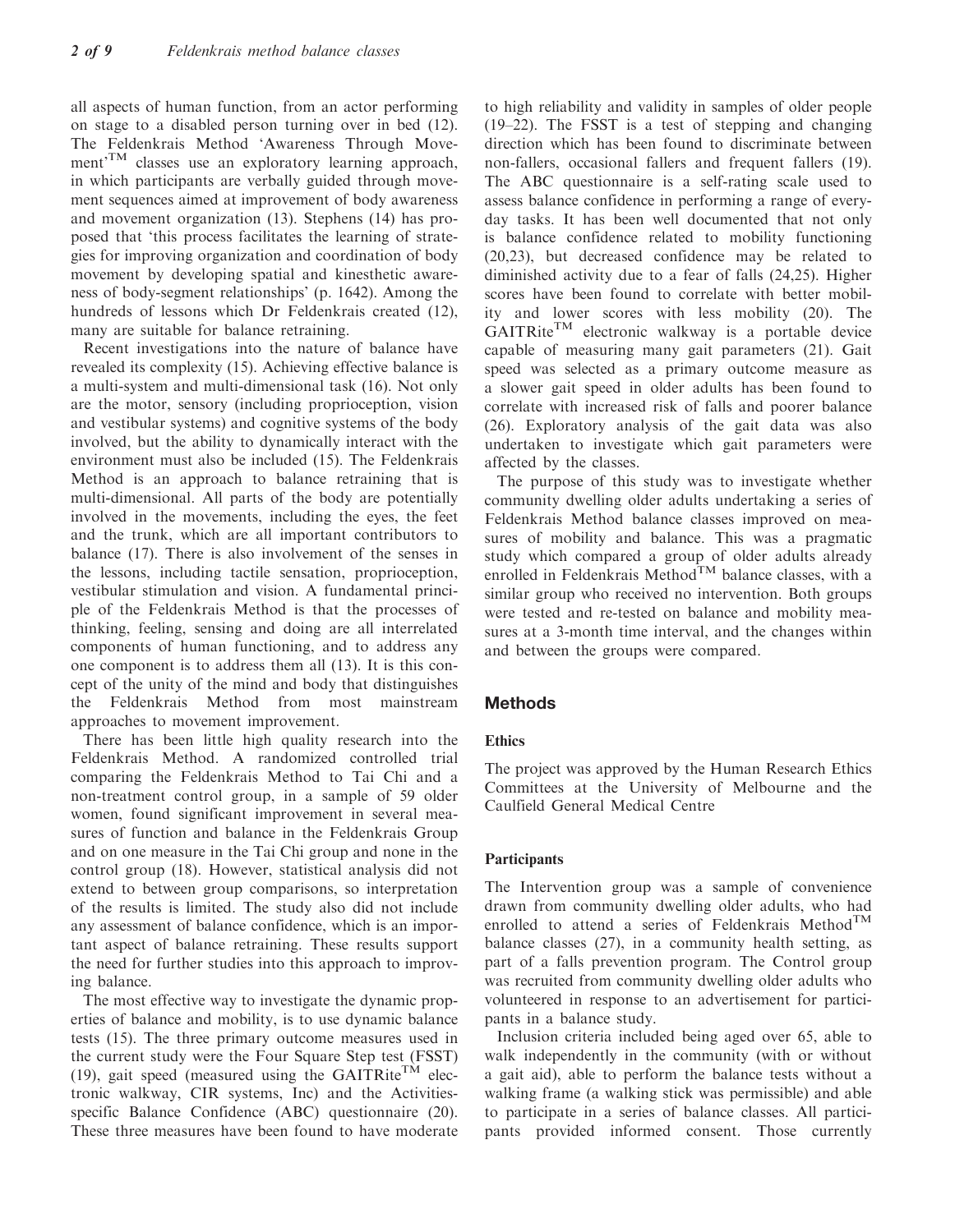all aspects of human function, from an actor performing on stage to a disabled person turning over in bed (12). The Feldenkrais Method 'Awareness Through Movement'™ classes use an exploratory learning approach, in which participants are verbally guided through movement sequences aimed at improvement of body awareness and movement organization (13). Stephens (14) has proposed that 'this process facilitates the learning of strategies for improving organization and coordination of body movement by developing spatial and kinesthetic awareness of body-segment relationships' (p. 1642). Among the hundreds of lessons which Dr Feldenkrais created (12), many are suitable for balance retraining.

Recent investigations into the nature of balance have revealed its complexity (15). Achieving effective balance is a multi-system and multi-dimensional task (16). Not only are the motor, sensory (including proprioception, vision and vestibular systems) and cognitive systems of the body involved, but the ability to dynamically interact with the environment must also be included (15). The Feldenkrais Method is an approach to balance retraining that is multi-dimensional. All parts of the body are potentially involved in the movements, including the eyes, the feet and the trunk, which are all important contributors to balance (17). There is also involvement of the senses in the lessons, including tactile sensation, proprioception, vestibular stimulation and vision. A fundamental principle of the Feldenkrais Method is that the processes of thinking, feeling, sensing and doing are all interrelated components of human functioning, and to address any one component is to address them all (13). It is this concept of the unity of the mind and body that distinguishes the Feldenkrais Method from most mainstream approaches to movement improvement.

There has been little high quality research into the Feldenkrais Method. A randomized controlled trial comparing the Feldenkrais Method to Tai Chi and a non-treatment control group, in a sample of 59 older women, found significant improvement in several measures of function and balance in the Feldenkrais Group and on one measure in the Tai Chi group and none in the control group (18). However, statistical analysis did not extend to between group comparisons, so interpretation of the results is limited. The study also did not include any assessment of balance confidence, which is an important aspect of balance retraining. These results support the need for further studies into this approach to improving balance.

The most effective way to investigate the dynamic properties of balance and mobility, is to use dynamic balance tests (15). The three primary outcome measures used in the current study were the Four Square Step test (FSST) (19), gait speed (measured using the GAITRite™ electronic walkway, CIR systems, Inc) and the Activities-specific Balance Confidence (ABC) questionnaire (20). These three measures have been found to have moderate to high reliability and validity in samples of older people (19–22). The FSST is a test of stepping and changing direction which has been found to discriminate between non-fallers, occasional fallers and frequent fallers (19). The ABC questionnaire is a self-rating scale used to assess balance confidence in performing a range of everyday tasks. It has been well documented that not only is balance confidence related to mobility functioning (20,23), but decreased confidence may be related to diminished activity due to a fear of falls (24,25). Higher scores have been found to correlate with better mobility and lower scores with less mobility (20). The GAITRite™ electronic walkway is a portable device capable of measuring many gait parameters (21). Gait speed was selected as a primary outcome measure as a slower gait speed in older adults has been found to correlate with increased risk of falls and poorer balance (26). Exploratory analysis of the gait data was also undertaken to investigate which gait parameters were affected by the classes.

The purpose of this study was to investigate whether community dwelling older adults undertaking a series of Feldenkrais Method balance classes improved on measures of mobility and balance. This was a pragmatic study which compared a group of older adults already enrolled in Feldenkrais Method™ balance classes, with a similar group who received no intervention. Both groups were tested and re-tested on balance and mobility measures at a 3-month time interval, and the changes within and between the groups were compared.

## Methods

### Ethics

The project was approved by the Human Research Ethics Committees at the University of Melbourne and the Caulfield General Medical Centre

### Participants

The Intervention group was a sample of convenience drawn from community dwelling older adults, who had enrolled to attend a series of Feldenkrais Method™ balance classes (27), in a community health setting, as part of a falls prevention program. The Control group was recruited from community dwelling older adults who volunteered in response to an advertisement for participants in a balance study.

Inclusion criteria included being aged over 65, able to walk independently in the community (with or without a gait aid), able to perform the balance tests without a walking frame (a walking stick was permissible) and able to participate in a series of balance classes. All participants provided informed consent. Those currently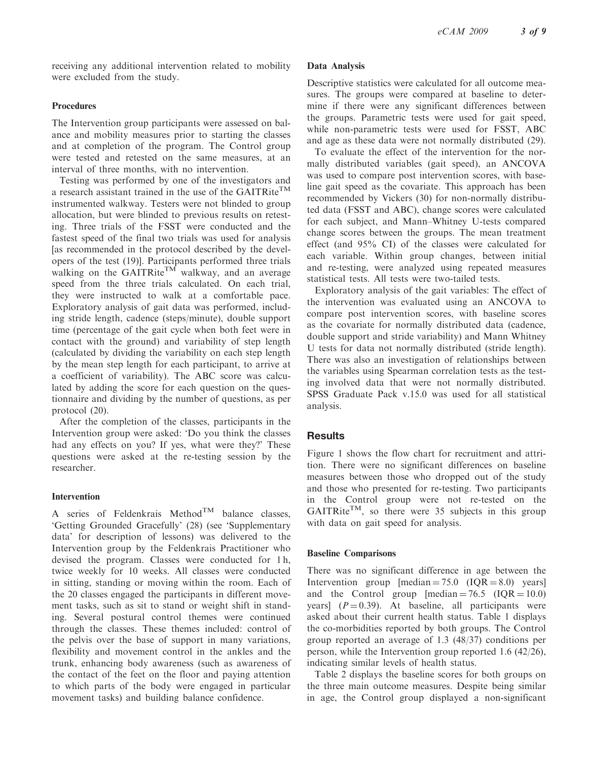receiving any additional intervention related to mobility were excluded from the study.

### Procedures

The Intervention group participants were assessed on balance and mobility measures prior to starting the classes and at completion of the program. The Control group were tested and retested on the same measures, at an interval of three months, with no intervention.

Testing was performed by one of the investigators and a research assistant trained in the use of the GAITRite™ instrumented walkway. Testers were not blinded to group allocation, but were blinded to previous results on retesting. Three trials of the FSST were conducted and the fastest speed of the final two trials was used for analysis [as recommended in the protocol described by the developers of the test (19)]. Participants performed three trials walking on the GAITRite™ walkway, and an average speed from the three trials calculated. On each trial, they were instructed to walk at a comfortable pace. Exploratory analysis of gait data was performed, including stride length, cadence (steps/minute), double support time (percentage of the gait cycle when both feet were in contact with the ground) and variability of step length (calculated by dividing the variability on each step length by the mean step length for each participant, to arrive at a coefficient of variability). The ABC score was calculated by adding the score for each question on the questionnaire and dividing by the number of questions, as per protocol (20).

After the completion of the classes, participants in the Intervention group were asked: 'Do you think the classes had any effects on you? If yes, what were they?' These questions were asked at the re-testing session by the researcher.

### Intervention

A series of Feldenkrais Method™ balance classes, 'Getting Grounded Gracefully' (28) (see 'Supplementary data' for description of lessons) was delivered to the Intervention group by the Feldenkrais Practitioner who devised the program. Classes were conducted for 1 h, twice weekly for 10 weeks. All classes were conducted in sitting, standing or moving within the room. Each of the 20 classes engaged the participants in different movement tasks, such as sit to stand or weight shift in standing. Several postural control themes were continued through the classes. These themes included: control of the pelvis over the base of support in many variations, flexibility and movement control in the ankles and the trunk, enhancing body awareness (such as awareness of the contact of the feet on the floor and paying attention to which parts of the body were engaged in particular movement tasks) and building balance confidence.

### Data Analysis

Descriptive statistics were calculated for all outcome measures. The groups were compared at baseline to determine if there were any significant differences between the groups. Parametric tests were used for gait speed, while non-parametric tests were used for FSST, ABC and age as these data were not normally distributed (29).

To evaluate the effect of the intervention for the normally distributed variables (gait speed), an ANCOVA was used to compare post intervention scores, with baseline gait speed as the covariate. This approach has been recommended by Vickers (30) for non-normally distributed data (FSST and ABC), change scores were calculated for each subject, and Mann–Whitney U-tests compared change scores between the groups. The mean treatment effect (and 95% CI) of the classes were calculated for each variable. Within group changes, between initial and re-testing, were analyzed using repeated measures statistical tests. All tests were two-tailed tests.

Exploratory analysis of the gait variables: The effect of the intervention was evaluated using an ANCOVA to compare post intervention scores, with baseline scores as the covariate for normally distributed data (cadence, double support and stride variability) and Mann Whitney U tests for data not normally distributed (stride length). There was also an investigation of relationships between the variables using Spearman correlation tests as the testing involved data that were not normally distributed. SPSS Graduate Pack v.15.0 was used for all statistical analysis.

## Results

Figure 1 shows the flow chart for recruitment and attrition. There were no significant differences on baseline measures between those who dropped out of the study and those who presented for re-testing. Two participants in the Control group were not re-tested on the GAITRite™, so there were 35 subjects in this group with data on gait speed for analysis.

### Baseline Comparisons

There was no significant difference in age between the Intervention group [median = 75.0 (IQR = 8.0) years] and the Control group [median = 76.5 (IQR = 10.0) years] ($P = 0.39$). At baseline, all participants were asked about their current health status. Table 1 displays the co-morbidities reported by both groups. The Control group reported an average of 1.3 (48/37) conditions per person, while the Intervention group reported 1.6 (42/26), indicating similar levels of health status.

Table 2 displays the baseline scores for both groups on the three main outcome measures. Despite being similar in age, the Control group displayed a non-significant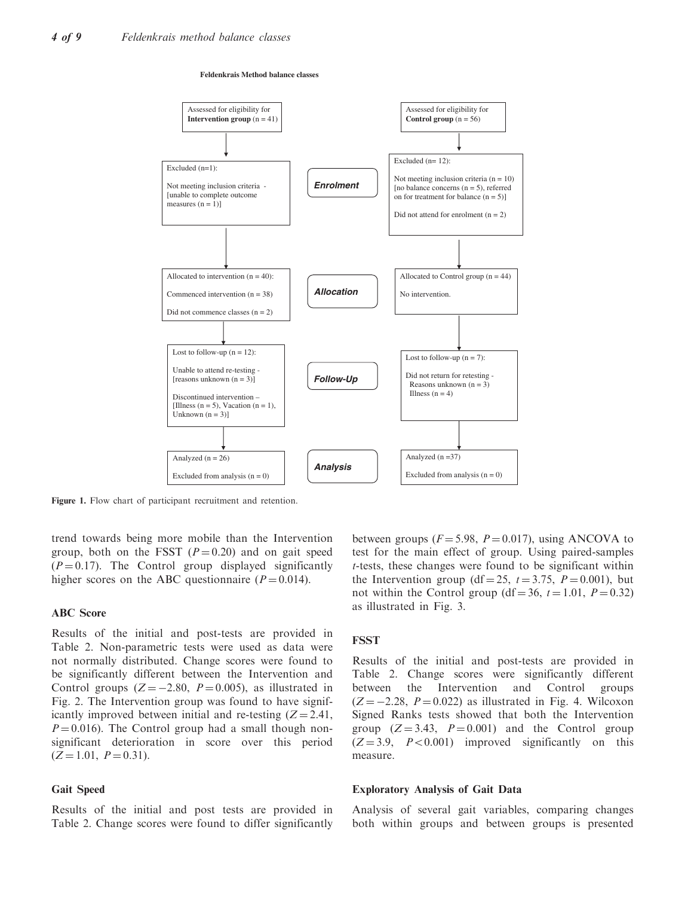**Feldenkrais Method balance classes**

| | Intervention group | | Control group |
|---|---|---|---|
| | Assessed for eligibility for **Intervention group** (n = 41) | | Assessed for eligibility for **Control group** (n = 56) |
| ***Enrolment*** | Excluded (n=1): Not meeting inclusion criteria - [unable to complete outcome measures (n = 1)] | | Excluded (n= 12): Not meeting inclusion criteria (n = 10) [no balance concerns (n = 5), referred on for treatment for balance (n = 5)] Did not attend for enrolment (n = 2) |
| ***Allocation*** | Allocated to intervention (n = 40): Commenced intervention (n = 38) Did not commence classes (n = 2) | | Allocated to Control group (n = 44) No intervention. |
| ***Follow-Up*** | Lost to follow-up (n = 12): Unable to attend re-testing - [reasons unknown (n = 3)] Discontinued intervention – [Illness (n = 5), Vacation (n = 1), Unknown (n = 3)] | | Lost to follow-up (n = 7): Did not return for retesting - Reasons unknown (n = 3) Illness (n = 4) |
| ***Analysis*** | Analyzed (n = 26) Excluded from analysis (n = 0) | | Analyzed (n =37) Excluded from analysis (n = 0) |

**Figure 1.** Flow chart of participant recruitment and retention.

trend towards being more mobile than the Intervention group, both on the FSST ($P = 0.20$) and on gait speed ($P = 0.17$). The Control group displayed significantly higher scores on the ABC questionnaire ($P = 0.014$).

### ABC Score

Results of the initial and post-tests are provided in Table 2. Non-parametric tests were used as data were not normally distributed. Change scores were found to be significantly different between the Intervention and Control groups ($Z = -2.80$, $P = 0.005$), as illustrated in Fig. 2. The Intervention group was found to have significantly improved between initial and re-testing ($Z = 2.41$, $P = 0.016$). The Control group had a small though non-significant deterioration in score over this period ($Z = 1.01$, $P = 0.31$).

### Gait Speed

Results of the initial and post tests are provided in Table 2. Change scores were found to differ significantly between groups ($F = 5.98$, $P = 0.017$), using ANCOVA to test for the main effect of group. Using paired-samples *t*-tests, these changes were found to be significant within the Intervention group (df = 25, $t = 3.75$, $P = 0.001$), but not within the Control group (df = 36, $t = 1.01$, $P = 0.32$) as illustrated in Fig. 3.

### FSST

Results of the initial and post-tests are provided in Table 2. Change scores were significantly different between the Intervention and Control groups ($Z = -2.28$, $P = 0.022$) as illustrated in Fig. 4. Wilcoxon Signed Ranks tests showed that both the Intervention group ($Z = 3.43$, $P = 0.001$) and the Control group ($Z = 3.9$, $P < 0.001$) improved significantly on this measure.

### Exploratory Analysis of Gait Data

Analysis of several gait variables, comparing changes both within groups and between groups is presented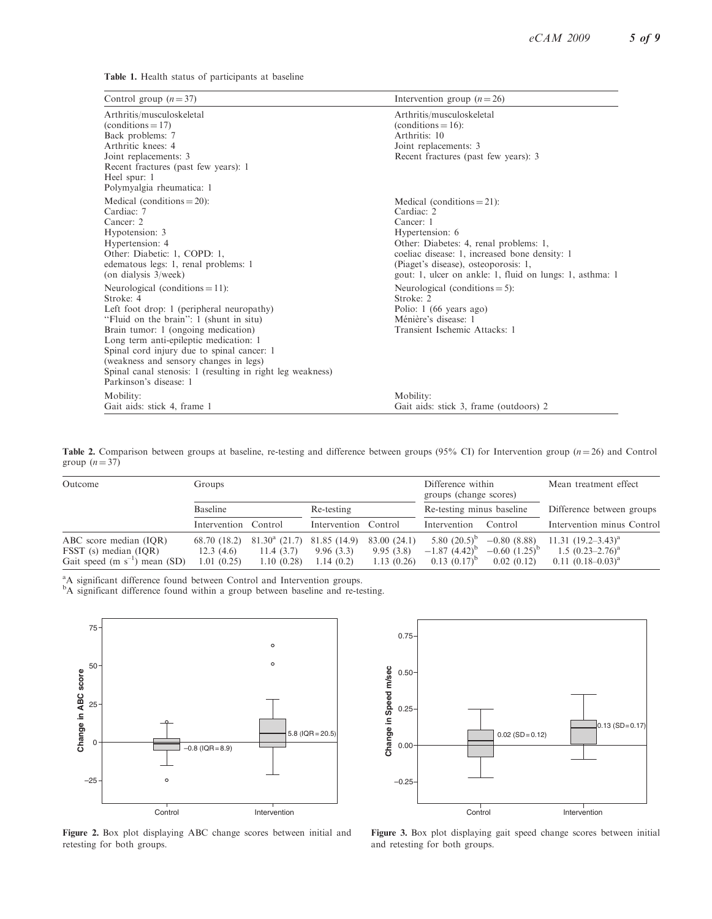**Table 1.** Health status of participants at baseline

| Control group ($n = 37$) | Intervention group ($n = 26$) |
|---|---|
| Arthritis/musculoskeletal (conditions = 17)<br>Back problems: 7<br>Arthritic knees: 4<br>Joint replacements: 3<br>Recent fractures (past few years): 1<br>Heel spur: 1<br>Polymyalgia rheumatica: 1 | Arthritis/musculoskeletal (conditions = 16):<br>Arthritis: 10<br>Joint replacements: 3<br>Recent fractures (past few years): 3 |
| Medical (conditions = 20):<br>Cardiac: 7<br>Cancer: 2<br>Hypotension: 3<br>Hypertension: 4<br>Other: Diabetic: 1, COPD: 1, edematous legs: 1, renal problems: 1 (on dialysis 3/week) | Medical (conditions = 21):<br>Cardiac: 2<br>Cancer: 1<br>Hypertension: 6<br>Other: Diabetes: 4, renal problems: 1, coeliac disease: 1, increased bone density: 1 (Piaget's disease), osteoporosis: 1, gout: 1, ulcer on ankle: 1, fluid on lungs: 1, asthma: 1 |
| Neurological (conditions = 11):<br>Stroke: 4<br>Left foot drop: 1 (peripheral neuropathy)<br>"Fluid on the brain": 1 (shunt in situ)<br>Brain tumor: 1 (ongoing medication)<br>Long term anti-epileptic medication: 1<br>Spinal cord injury due to spinal cancer: 1 (weakness and sensory changes in legs)<br>Spinal canal stenosis: 1 (resulting in right leg weakness)<br>Parkinson's disease: 1 | Neurological (conditions = 5):<br>Stroke: 2<br>Polio: 1 (66 years ago)<br>Ménière's disease: 1<br>Transient Ischemic Attacks: 1 |
| Mobility:<br>Gait aids: stick 4, frame 1 | Mobility:<br>Gait aids: stick 3, frame (outdoors) 2 |

**Table 2.** Comparison between groups at baseline, re-testing and difference between groups (95% CI) for Intervention group ($n = 26$) and Control group ($n = 37$)

| Outcome | Groups | | | | Difference within groups (change scores) | | Mean treatment effect |
|---|---|---|---|---|---|---|---|
| | Baseline | | Re-testing | | Re-testing minus baseline | | Difference between groups |
| | Intervention | Control | Intervention | Control | Intervention | Control | Intervention minus Control |
| ABC score median (IQR) | 68.70 (18.2) | 81.30[a] (21.7) | 81.85 (14.9) | 83.00 (24.1) | 5.80 (20.5)[b] | −0.80 (8.88) | 11.31 (19.2–3.43)[a] |
| FSST (s) median (IQR) | 12.3 (4.6) | 11.4 (3.7) | 9.96 (3.3) | 9.95 (3.8) | −1.87 (4.42)[b] | −0.60 (1.25)[b] | 1.5 (0.23–2.76)[a] |
| Gait speed ($m\ s^{-1}$) mean (SD) | 1.01 (0.25) | 1.10 (0.28) | 1.14 (0.2) | 1.13 (0.26) | 0.13 (0.17)[b] | 0.02 (0.12) | 0.11 (0.18–0.03)[a] |

[a]A significant difference found between Control and Intervention groups.
[b]A significant difference found within a group between baseline and re-testing.

**Figure 2.** Box plot displaying ABC change scores between initial and retesting for both groups.

**Figure 3.** Box plot displaying gait speed change scores between initial and retesting for both groups.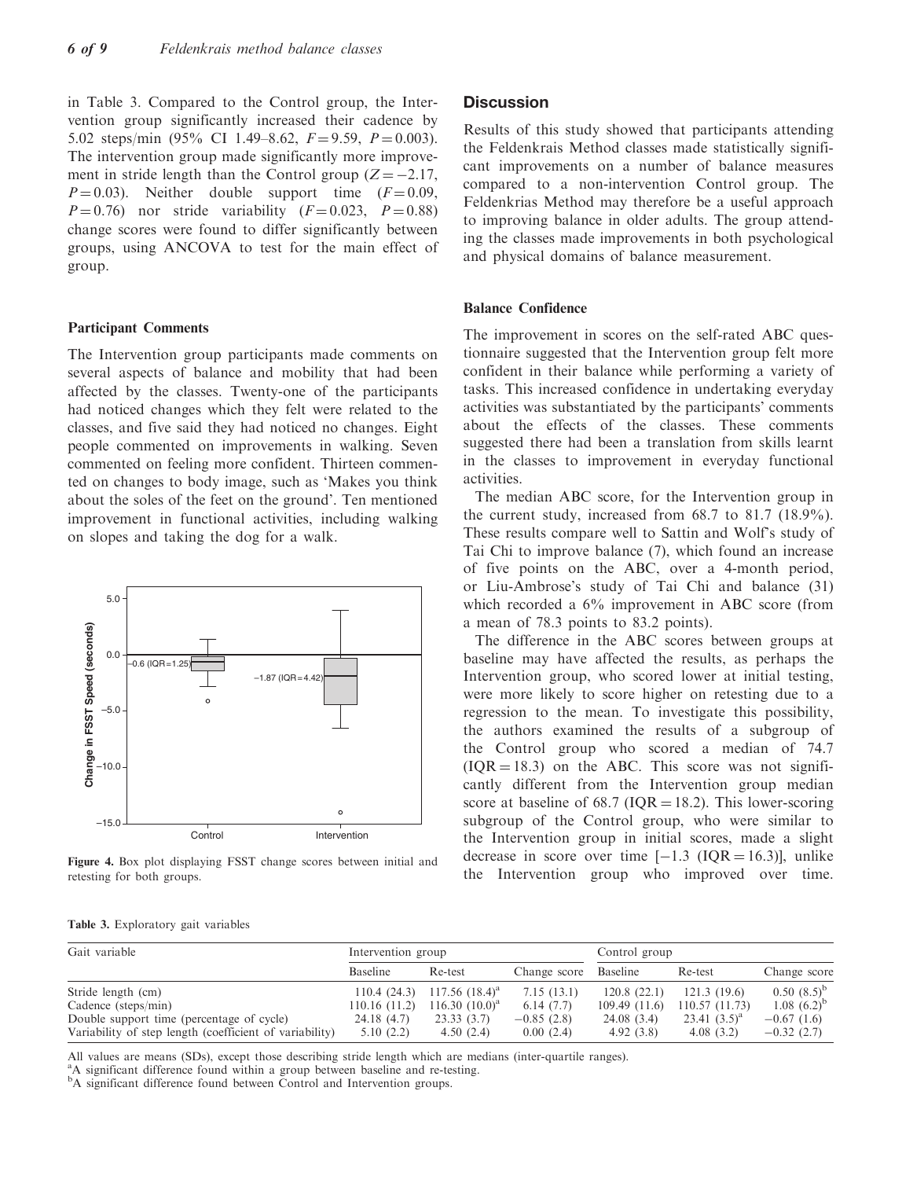in Table 3. Compared to the Control group, the Intervention group significantly increased their cadence by 5.02 steps/min (95% CI 1.49–8.62, $F = 9.59$, $P = 0.003$). The intervention group made significantly more improvement in stride length than the Control group ($Z = -2.17$, $P = 0.03$). Neither double support time ($F = 0.09$, $P = 0.76$) nor stride variability ($F = 0.023$, $P = 0.88$) change scores were found to differ significantly between groups, using ANCOVA to test for the main effect of group.

### Participant Comments

The Intervention group participants made comments on several aspects of balance and mobility that had been affected by the classes. Twenty-one of the participants had noticed changes which they felt were related to the classes, and five said they had noticed no changes. Eight people commented on improvements in walking. Seven commented on feeling more confident. Thirteen commented on changes to body image, such as 'Makes you think about the soles of the feet on the ground'. Ten mentioned improvement in functional activities, including walking on slopes and taking the dog for a walk.

**Figure 4.** Box plot displaying FSST change scores between initial and retesting for both groups.

## Discussion

Results of this study showed that participants attending the Feldenkrais Method classes made statistically significant improvements on a number of balance measures compared to a non-intervention Control group. The Feldenkrias Method may therefore be a useful approach to improving balance in older adults. The group attending the classes made improvements in both psychological and physical domains of balance measurement.

### Balance Confidence

The improvement in scores on the self-rated ABC questionnaire suggested that the Intervention group felt more confident in their balance while performing a variety of tasks. This increased confidence in undertaking everyday activities was substantiated by the participants' comments about the effects of the classes. These comments suggested there had been a translation from skills learnt in the classes to improvement in everyday functional activities.

The median ABC score, for the Intervention group in the current study, increased from 68.7 to 81.7 (18.9%). These results compare well to Sattin and Wolf's study of Tai Chi to improve balance (7), which found an increase of five points on the ABC, over a 4-month period, or Liu-Ambrose's study of Tai Chi and balance (31) which recorded a 6% improvement in ABC score (from a mean of 78.3 points to 83.2 points).

The difference in the ABC scores between groups at baseline may have affected the results, as perhaps the Intervention group, who scored lower at initial testing, were more likely to score higher on retesting due to a regression to the mean. To investigate this possibility, the authors examined the results of a subgroup of the Control group who scored a median of 74.7 (IQR = 18.3) on the ABC. This score was not significantly different from the Intervention group median score at baseline of 68.7 (IQR = 18.2). This lower-scoring subgroup of the Control group, who were similar to the Intervention group in initial scores, made a slight decrease in score over time [−1.3 (IQR = 16.3)], unlike the Intervention group who improved over time.

**Table 3.** Exploratory gait variables

| Gait variable | Intervention group | | | Control group | | |
|---|---|---|---|---|---|---|
| | Baseline | Re-test | Change score | Baseline | Re-test | Change score |
| Stride length (cm) | 110.4 (24.3) | 117.56 (18.4)[a] | 7.15 (13.1) | 120.8 (22.1) | 121.3 (19.6) | 0.50 (8.5)[b] |
| Cadence (steps/min) | 110.16 (11.2) | 116.30 (10.0)[a] | 6.14 (7.7) | 109.49 (11.6) | 110.57 (11.73) | 1.08 (6.2)[b] |
| Double support time (percentage of cycle) | 24.18 (4.7) | 23.33 (3.7) | −0.85 (2.8) | 24.08 (3.4) | 23.41 (3.5)[a] | −0.67 (1.6) |
| Variability of step length (coefficient of variability) | 5.10 (2.2) | 4.50 (2.4) | 0.00 (2.4) | 4.92 (3.8) | 4.08 (3.2) | −0.32 (2.7) |

All values are means (SDs), except those describing stride length which are medians (inter-quartile ranges).
[a]A significant difference found within a group between baseline and re-testing.
[b]A significant difference found between Control and Intervention groups.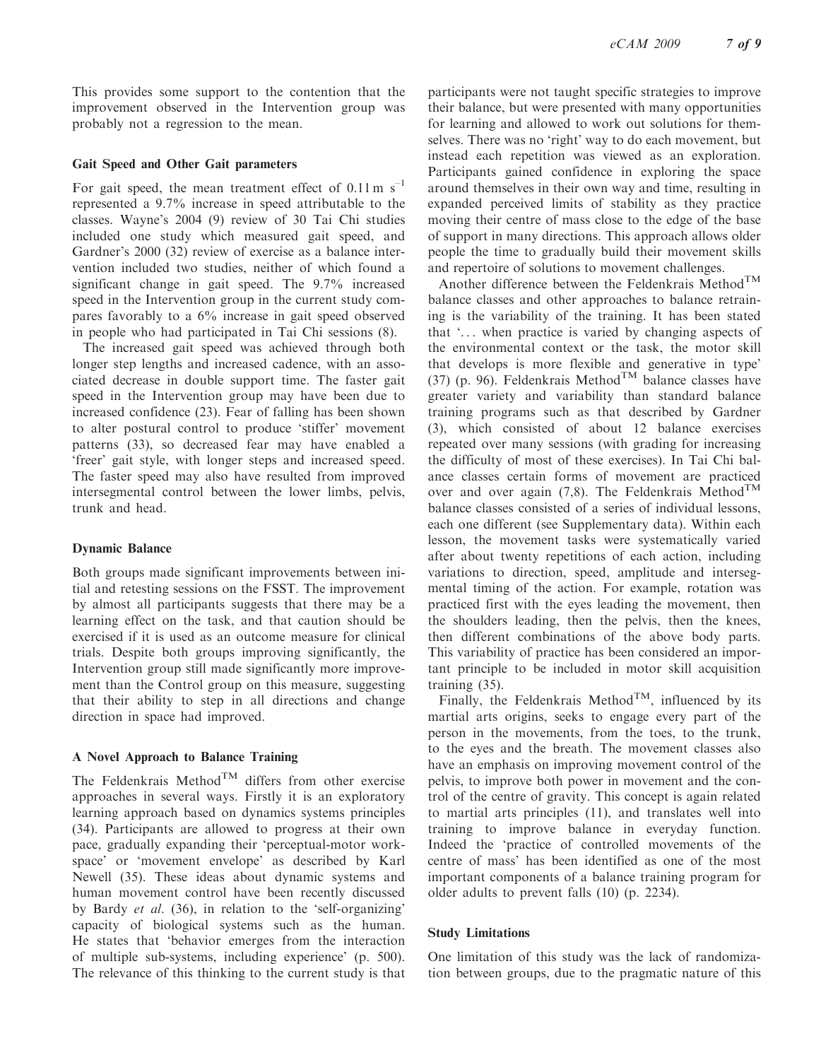This provides some support to the contention that the improvement observed in the Intervention group was probably not a regression to the mean.

### Gait Speed and Other Gait parameters

For gait speed, the mean treatment effect of $0.11\,\mathrm{m\ s^{-1}}$ represented a 9.7% increase in speed attributable to the classes. Wayne's 2004 (9) review of 30 Tai Chi studies included one study which measured gait speed, and Gardner's 2000 (32) review of exercise as a balance intervention included two studies, neither of which found a significant change in gait speed. The 9.7% increased speed in the Intervention group in the current study compares favorably to a 6% increase in gait speed observed in people who had participated in Tai Chi sessions (8).

The increased gait speed was achieved through both longer step lengths and increased cadence, with an associated decrease in double support time. The faster gait speed in the Intervention group may have been due to increased confidence (23). Fear of falling has been shown to alter postural control to produce 'stiffer' movement patterns (33), so decreased fear may have enabled a 'freer' gait style, with longer steps and increased speed. The faster speed may also have resulted from improved intersegmental control between the lower limbs, pelvis, trunk and head.

### Dynamic Balance

Both groups made significant improvements between initial and retesting sessions on the FSST. The improvement by almost all participants suggests that there may be a learning effect on the task, and that caution should be exercised if it is used as an outcome measure for clinical trials. Despite both groups improving significantly, the Intervention group still made significantly more improvement than the Control group on this measure, suggesting that their ability to step in all directions and change direction in space had improved.

### A Novel Approach to Balance Training

The Feldenkrais Method™ differs from other exercise approaches in several ways. Firstly it is an exploratory learning approach based on dynamics systems principles (34). Participants are allowed to progress at their own pace, gradually expanding their 'perceptual-motor workspace' or 'movement envelope' as described by Karl Newell (35). These ideas about dynamic systems and human movement control have been recently discussed by Bardy *et al.* (36), in relation to the 'self-organizing' capacity of biological systems such as the human. He states that 'behavior emerges from the interaction of multiple sub-systems, including experience' (p. 500). The relevance of this thinking to the current study is that participants were not taught specific strategies to improve their balance, but were presented with many opportunities for learning and allowed to work out solutions for themselves. There was no 'right' way to do each movement, but instead each repetition was viewed as an exploration. Participants gained confidence in exploring the space around themselves in their own way and time, resulting in expanded perceived limits of stability as they practice moving their centre of mass close to the edge of the base of support in many directions. This approach allows older people the time to gradually build their movement skills and repertoire of solutions to movement challenges.

Another difference between the Feldenkrais Method™ balance classes and other approaches to balance retraining is the variability of the training. It has been stated that '... when practice is varied by changing aspects of the environmental context or the task, the motor skill that develops is more flexible and generative in type' (37) (p. 96). Feldenkrais Method™ balance classes have greater variety and variability than standard balance training programs such as that described by Gardner (3), which consisted of about 12 balance exercises repeated over many sessions (with grading for increasing the difficulty of most of these exercises). In Tai Chi balance classes certain forms of movement are practiced over and over again (7,8). The Feldenkrais Method™ balance classes consisted of a series of individual lessons, each one different (see Supplementary data). Within each lesson, the movement tasks were systematically varied after about twenty repetitions of each action, including variations to direction, speed, amplitude and intersegmental timing of the action. For example, rotation was practiced first with the eyes leading the movement, then the shoulders leading, then the pelvis, then the knees, then different combinations of the above body parts. This variability of practice has been considered an important principle to be included in motor skill acquisition training (35).

Finally, the Feldenkrais Method™, influenced by its martial arts origins, seeks to engage every part of the person in the movements, from the toes, to the trunk, to the eyes and the breath. The movement classes also have an emphasis on improving movement control of the pelvis, to improve both power in movement and the control of the centre of gravity. This concept is again related to martial arts principles (11), and translates well into training to improve balance in everyday function. Indeed the 'practice of controlled movements of the centre of mass' has been identified as one of the most important components of a balance training program for older adults to prevent falls (10) (p. 2234).

### Study Limitations

One limitation of this study was the lack of randomization between groups, due to the pragmatic nature of this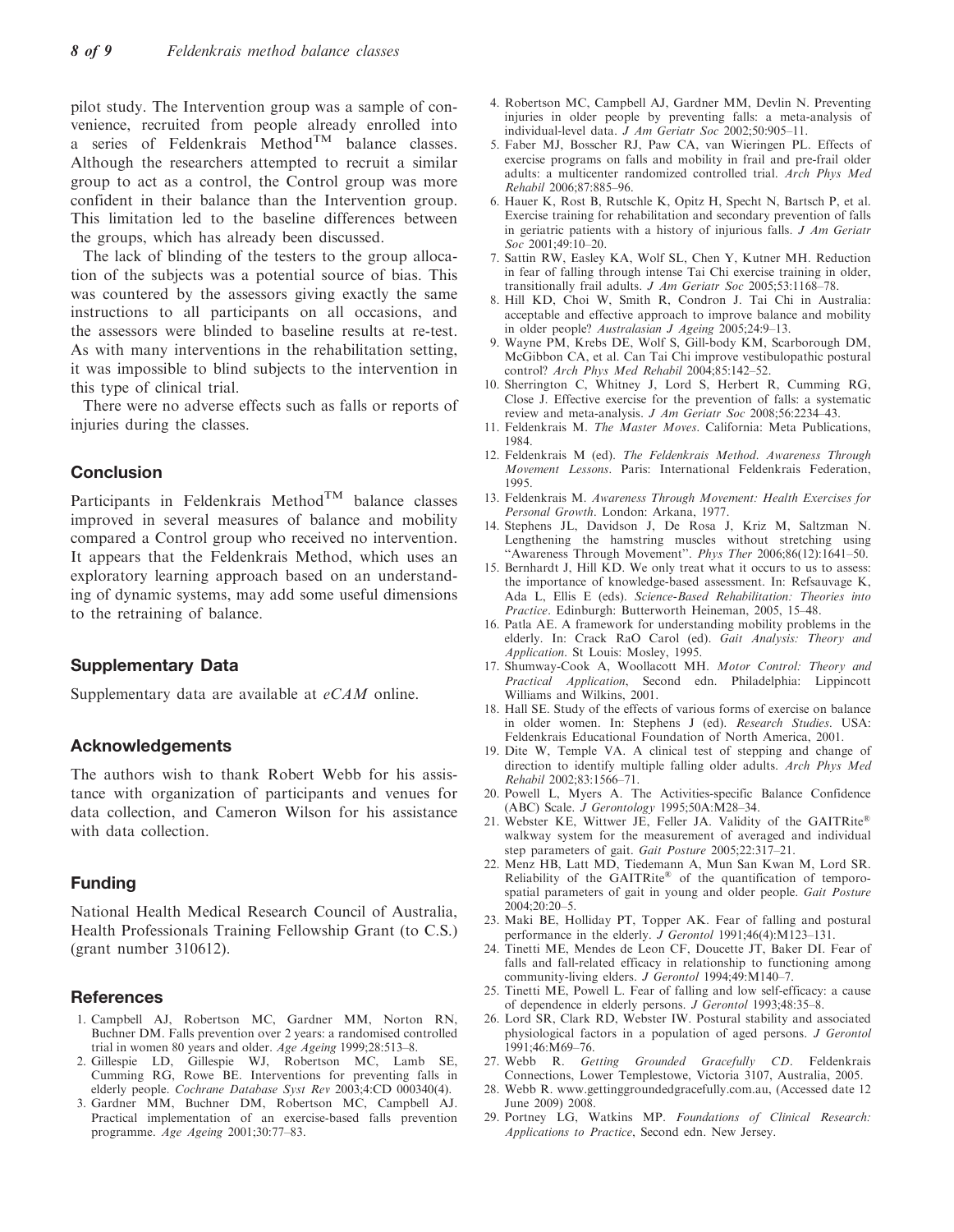pilot study. The Intervention group was a sample of convenience, recruited from people already enrolled into a series of Feldenkrais Method$^{TM}$ balance classes. Although the researchers attempted to recruit a similar group to act as a control, the Control group was more confident in their balance than the Intervention group. This limitation led to the baseline differences between the groups, which has already been discussed.

The lack of blinding of the testers to the group allocation of the subjects was a potential source of bias. This was countered by the assessors giving exactly the same instructions to all participants on all occasions, and the assessors were blinded to baseline results at re-test. As with many interventions in the rehabilitation setting, it was impossible to blind subjects to the intervention in this type of clinical trial.

There were no adverse effects such as falls or reports of injuries during the classes.

## Conclusion

Participants in Feldenkrais Method$^{TM}$ balance classes improved in several measures of balance and mobility compared a Control group who received no intervention. It appears that the Feldenkrais Method, which uses an exploratory learning approach based on an understanding of dynamic systems, may add some useful dimensions to the retraining of balance.

## Supplementary Data

Supplementary data are available at *eCAM* online.

## Acknowledgements

The authors wish to thank Robert Webb for his assistance with organization of participants and venues for data collection, and Cameron Wilson for his assistance with data collection.

## Funding

National Health Medical Research Council of Australia, Health Professionals Training Fellowship Grant (to C.S.) (grant number 310612).

## References

1. Campbell AJ, Robertson MC, Gardner MM, Norton RN, Buchner DM. Falls prevention over 2 years: a randomised controlled trial in women 80 years and older. *Age Ageing* 1999;28:513–8.
2. Gillespie LD, Gillespie WJ, Robertson MC, Lamb SE, Cumming RG, Rowe BE. Interventions for preventing falls in elderly people. *Cochrane Database Syst Rev* 2003;4:CD 000340(4).
3. Gardner MM, Buchner DM, Robertson MC, Campbell AJ. Practical implementation of an exercise-based falls prevention programme. *Age Ageing* 2001;30:77–83.
4. Robertson MC, Campbell AJ, Gardner MM, Devlin N. Preventing injuries in older people by preventing falls: a meta-analysis of individual-level data. *J Am Geriatr Soc* 2002;50:905–11.
5. Faber MJ, Bosscher RJ, Paw CA, van Wieringen PL. Effects of exercise programs on falls and mobility in frail and pre-frail older adults: a multicenter randomized controlled trial. *Arch Phys Med Rehabil* 2006;87:885–96.
6. Hauer K, Rost B, Rutschle K, Opitz H, Specht N, Bartsch P, et al. Exercise training for rehabilitation and secondary prevention of falls in geriatric patients with a history of injurious falls. *J Am Geriatr Soc* 2001;49:10–20.
7. Sattin RW, Easley KA, Wolf SL, Chen Y, Kutner MH. Reduction in fear of falling through intense Tai Chi exercise training in older, transitionally frail adults. *J Am Geriatr Soc* 2005;53:1168–78.
8. Hill KD, Choi W, Smith R, Condron J. Tai Chi in Australia: acceptable and effective approach to improve balance and mobility in older people? *Australasian J Ageing* 2005;24:9–13.
9. Wayne PM, Krebs DE, Wolf S, Gill-body KM, Scarborough DM, McGibbon CA, et al. Can Tai Chi improve vestibulopathic postural control? *Arch Phys Med Rehabil* 2004;85:142–52.
10. Sherrington C, Whitney J, Lord S, Herbert R, Cumming RG, Close J. Effective exercise for the prevention of falls: a systematic review and meta-analysis. *J Am Geriatr Soc* 2008;56:2234–43.
11. Feldenkrais M. *The Master Moves*. California: Meta Publications, 1984.
12. Feldenkrais M (ed). *The Feldenkrais Method. Awareness Through Movement Lessons*. Paris: International Feldenkrais Federation, 1995.
13. Feldenkrais M. *Awareness Through Movement: Health Exercises for Personal Growth*. London: Arkana, 1977.
14. Stephens JL, Davidson J, De Rosa J, Kriz M, Saltzman N. Lengthening the hamstring muscles without stretching using "Awareness Through Movement". *Phys Ther* 2006;86(12):1641–50.
15. Bernhardt J, Hill KD. We only treat what it occurs to us to assess: the importance of knowledge-based assessment. In: Refsauvage K, Ada L, Ellis E (eds). *Science-Based Rehabilitation: Theories into Practice*. Edinburgh: Butterworth Heineman, 2005, 15–48.
16. Patla AE. A framework for understanding mobility problems in the elderly. In: Crack RaO Carol (ed). *Gait Analysis: Theory and Application*. St Louis: Mosley, 1995.
17. Shumway-Cook A, Woollacott MH. *Motor Control: Theory and Practical Application*, Second edn. Philadelphia: Lippincott Williams and Wilkins, 2001.
18. Hall SE. Study of the effects of various forms of exercise on balance in older women. In: Stephens J (ed). *Research Studies*. USA: Feldenkrais Educational Foundation of North America, 2001.
19. Dite W, Temple VA. A clinical test of stepping and change of direction to identify multiple falling older adults. *Arch Phys Med Rehabil* 2002;83:1566–71.
20. Powell L, Myers A. The Activities-specific Balance Confidence (ABC) Scale. *J Gerontology* 1995;50A:M28–34.
21. Webster KE, Wittwer JE, Feller JA. Validity of the GAITRite® walkway system for the measurement of averaged and individual step parameters of gait. *Gait Posture* 2005;22:317–21.
22. Menz HB, Latt MD, Tiedemann A, Mun San Kwan M, Lord SR. Reliability of the GAITRite® of the quantification of temporo-spatial parameters of gait in young and older people. *Gait Posture* 2004;20:20–5.
23. Maki BE, Holliday PT, Topper AK. Fear of falling and postural performance in the elderly. *J Gerontol* 1991;46(4):M123–131.
24. Tinetti ME, Mendes de Leon CF, Doucette JT, Baker DI. Fear of falls and fall-related efficacy in relationship to functioning among community-living elders. *J Gerontol* 1994;49:M140–7.
25. Tinetti ME, Powell L. Fear of falling and low self-efficacy: a cause of dependence in elderly persons. *J Gerontol* 1993;48:35–8.
26. Lord SR, Clark RD, Webster IW. Postural stability and associated physiological factors in a population of aged persons. *J Gerontol* 1991;46:M69–76.
27. Webb R. *Getting Grounded Gracefully CD*. Feldenkrais Connections, Lower Templestowe, Victoria 3107, Australia, 2005.
28. Webb R. www.gettinggroundedgracefully.com.au, (Accessed date 12 June 2009) 2008.
29. Portney LG, Watkins MP. *Foundations of Clinical Research: Applications to Practice*, Second edn. New Jersey.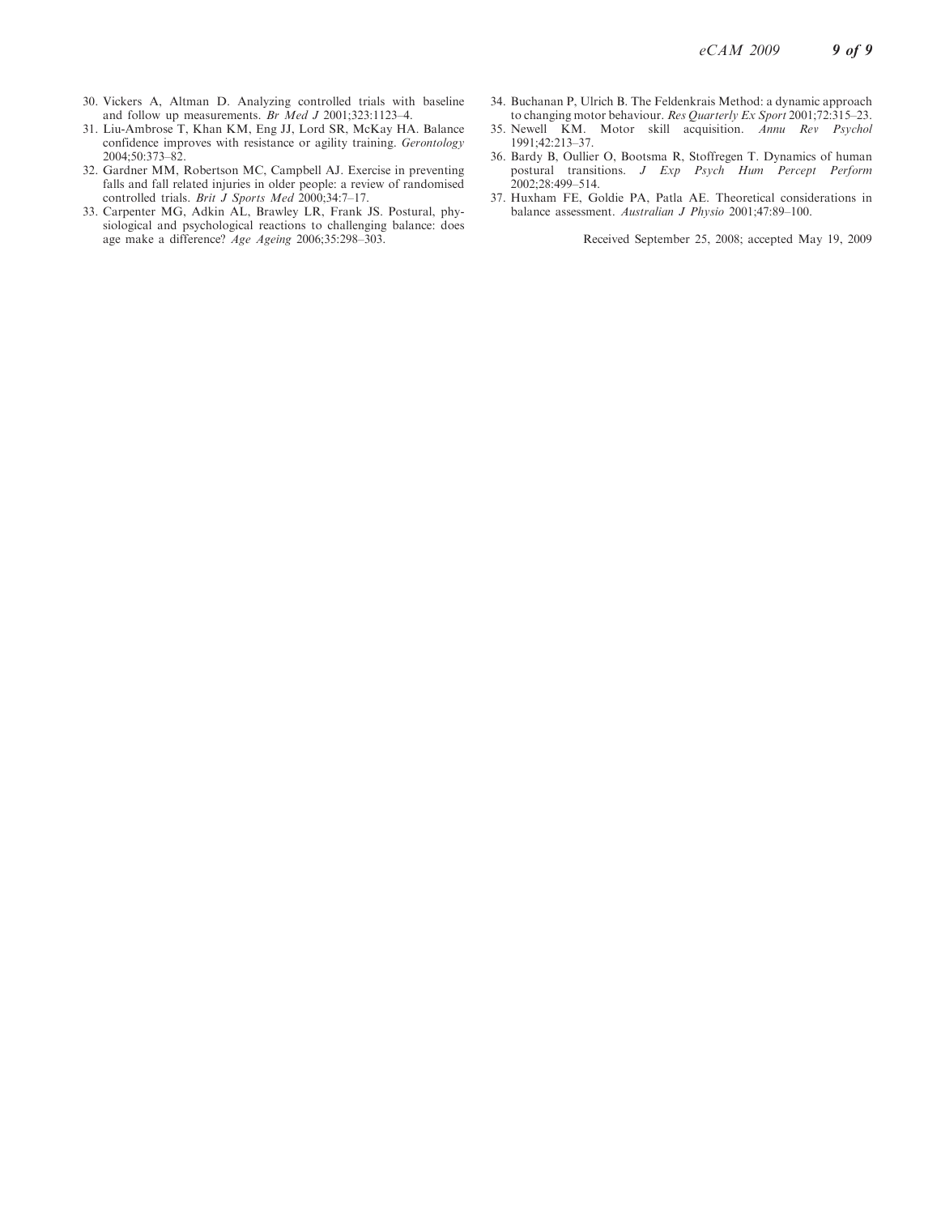30. Vickers A, Altman D. Analyzing controlled trials with baseline and follow up measurements. *Br Med J* 2001;323:1123–4.
31. Liu-Ambrose T, Khan KM, Eng JJ, Lord SR, McKay HA. Balance confidence improves with resistance or agility training. *Gerontology* 2004;50:373–82.
32. Gardner MM, Robertson MC, Campbell AJ. Exercise in preventing falls and fall related injuries in older people: a review of randomised controlled trials. *Brit J Sports Med* 2000;34:7–17.
33. Carpenter MG, Adkin AL, Brawley LR, Frank JS. Postural, physiological and psychological reactions to challenging balance: does age make a difference? *Age Ageing* 2006;35:298–303.
34. Buchanan P, Ulrich B. The Feldenkrais Method: a dynamic approach to changing motor behaviour. *Res Quarterly Ex Sport* 2001;72:315–23.
35. Newell KM. Motor skill acquisition. *Annu Rev Psychol* 1991;42:213–37.
36. Bardy B, Oullier O, Bootsma R, Stoffregen T. Dynamics of human postural transitions. *J Exp Psych Hum Percept Perform* 2002;28:499–514.
37. Huxham FE, Goldie PA, Patla AE. Theoretical considerations in balance assessment. *Australian J Physio* 2001;47:89–100.

Received September 25, 2008; accepted May 19, 2009